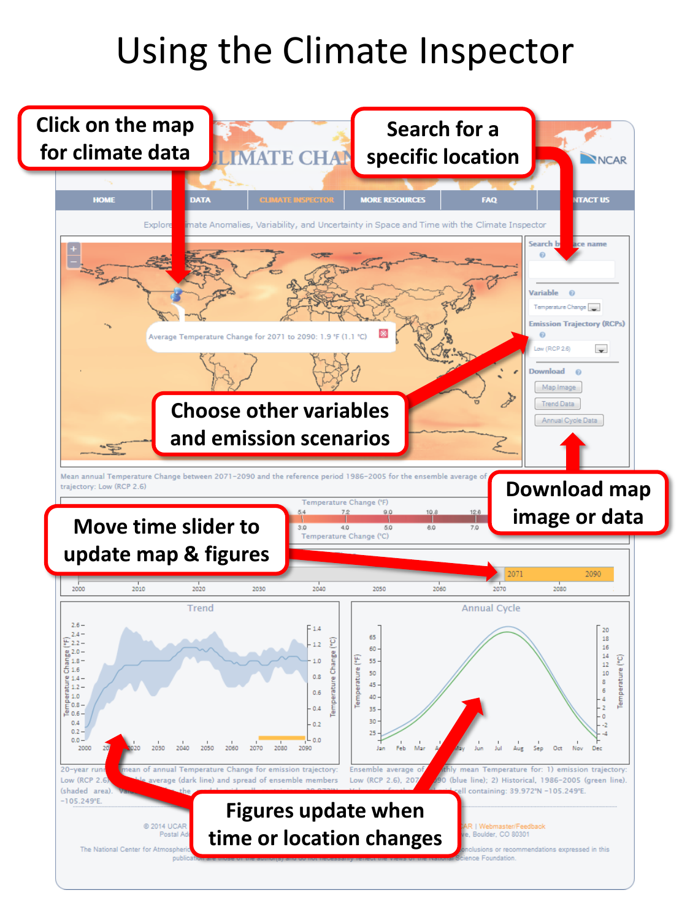# Using the Climate Inspector

**Click on the map for climate data**

**Search for a specific location**

**Choose other variables and emission scenarios**

**Download map image or data**

**Move time slider to update map & figures**

**Figures update when time or location changes**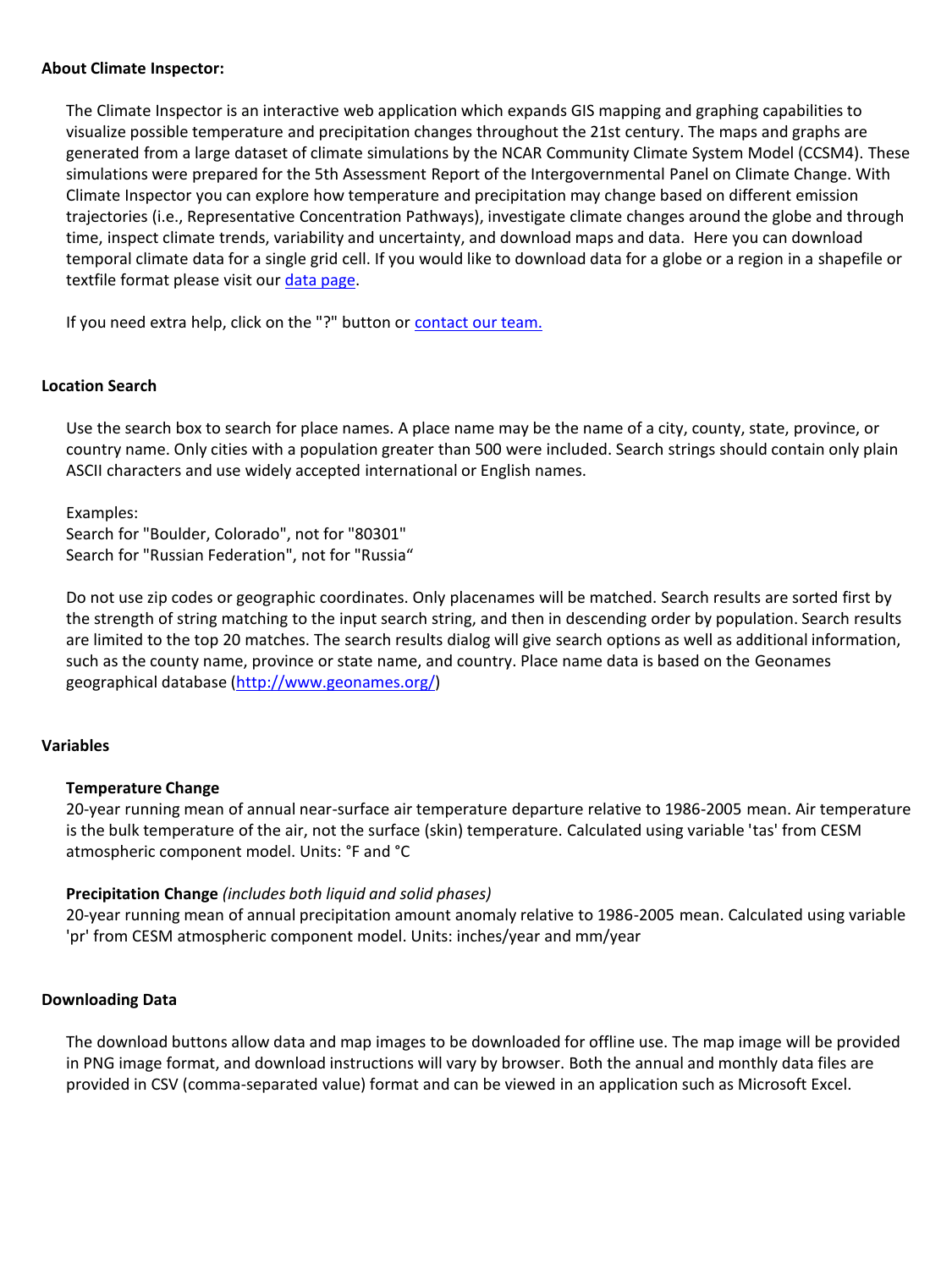**About Climate Inspector:**

The Climate Inspector is an interactive web application which expands GIS mapping and graphing capabilities to visualize possible temperature and precipitation changes throughout the 21st century. The maps and graphs are generated from a large dataset of climate simulations by the NCAR Community Climate System Model (CCSM4). These simulations were prepared for the 5th Assessment Report of the Intergovernmental Panel on Climate Change. With Climate Inspector you can explore how temperature and precipitation may change based on different emission trajectories (i.e., Representative Concentration Pathways), investigate climate changes around the globe and through time, inspect climate trends, variability and uncertainty, and download maps and data. Here you can download temporal climate data for a single grid cell. If you would like to download data for a globe or a region in a shapefile or textfile format please visit our [data page](data page).

If you need extra help, click on the "?" button or [contact our team.](contact our team.)

**Location Search**

Use the search box to search for place names. A place name may be the name of a city, county, state, province, or country name. Only cities with a population greater than 500 were included. Search strings should contain only plain ASCII characters and use widely accepted international or English names.

Examples:
Search for "Boulder, Colorado", not for "80301"
Search for "Russian Federation", not for "Russia“

Do not use zip codes or geographic coordinates. Only placenames will be matched. Search results are sorted first by the strength of string matching to the input search string, and then in descending order by population. Search results are limited to the top 20 matches. The search results dialog will give search options as well as additional information, such as the county name, province or state name, and country. Place name data is based on the Geonames geographical database (http://www.geonames.org/)

**Variables**

**Temperature Change**
20-year running mean of annual near-surface air temperature departure relative to 1986-2005 mean. Air temperature is the bulk temperature of the air, not the surface (skin) temperature. Calculated using variable 'tas' from CESM atmospheric component model. Units: °F and °C

**Precipitation Change** *(includes both liquid and solid phases)*
20-year running mean of annual precipitation amount anomaly relative to 1986-2005 mean. Calculated using variable 'pr' from CESM atmospheric component model. Units: inches/year and mm/year

**Downloading Data**

The download buttons allow data and map images to be downloaded for offline use. The map image will be provided in PNG image format, and download instructions will vary by browser. Both the annual and monthly data files are provided in CSV (comma-separated value) format and can be viewed in an application such as Microsoft Excel.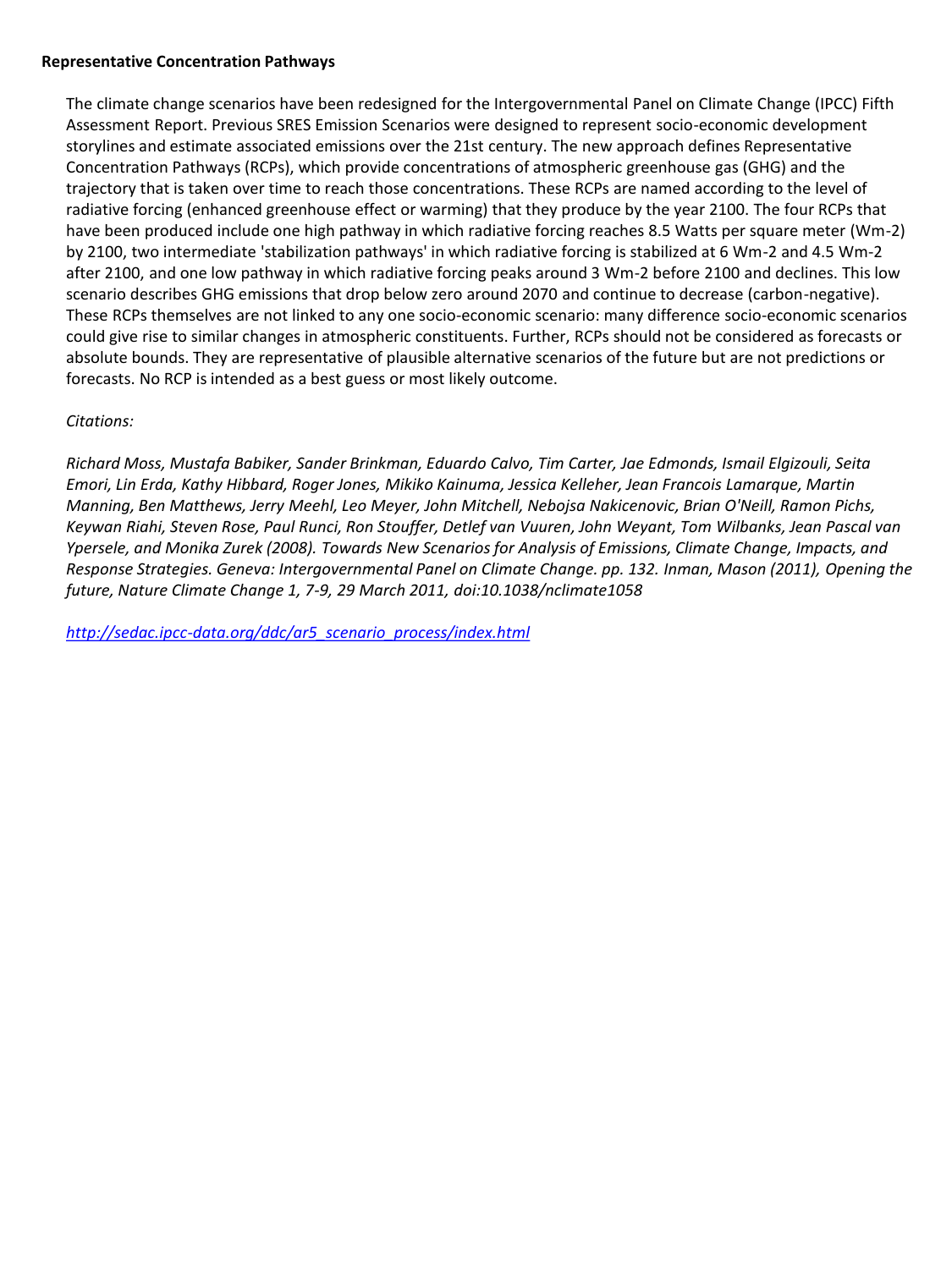**Representative Concentration Pathways**

The climate change scenarios have been redesigned for the Intergovernmental Panel on Climate Change (IPCC) Fifth Assessment Report. Previous SRES Emission Scenarios were designed to represent socio-economic development storylines and estimate associated emissions over the 21st century. The new approach defines Representative Concentration Pathways (RCPs), which provide concentrations of atmospheric greenhouse gas (GHG) and the trajectory that is taken over time to reach those concentrations. These RCPs are named according to the level of radiative forcing (enhanced greenhouse effect or warming) that they produce by the year 2100. The four RCPs that have been produced include one high pathway in which radiative forcing reaches 8.5 Watts per square meter (Wm-2) by 2100, two intermediate 'stabilization pathways' in which radiative forcing is stabilized at 6 Wm-2 and 4.5 Wm-2 after 2100, and one low pathway in which radiative forcing peaks around 3 Wm-2 before 2100 and declines. This low scenario describes GHG emissions that drop below zero around 2070 and continue to decrease (carbon-negative). These RCPs themselves are not linked to any one socio-economic scenario: many difference socio-economic scenarios could give rise to similar changes in atmospheric constituents. Further, RCPs should not be considered as forecasts or absolute bounds. They are representative of plausible alternative scenarios of the future but are not predictions or forecasts. No RCP is intended as a best guess or most likely outcome.

*Citations:*

*Richard Moss, Mustafa Babiker, Sander Brinkman, Eduardo Calvo, Tim Carter, Jae Edmonds, Ismail Elgizouli, Seita Emori, Lin Erda, Kathy Hibbard, Roger Jones, Mikiko Kainuma, Jessica Kelleher, Jean Francois Lamarque, Martin Manning, Ben Matthews, Jerry Meehl, Leo Meyer, John Mitchell, Nebojsa Nakicenovic, Brian O'Neill, Ramon Pichs, Keywan Riahi, Steven Rose, Paul Runci, Ron Stouffer, Detlef van Vuuren, John Weyant, Tom Wilbanks, Jean Pascal van Ypersele, and Monika Zurek (2008). Towards New Scenarios for Analysis of Emissions, Climate Change, Impacts, and Response Strategies. Geneva: Intergovernmental Panel on Climate Change. pp. 132. Inman, Mason (2011), Opening the future, Nature Climate Change 1, 7-9, 29 March 2011, doi:10.1038/nclimate1058*

[http://sedac.ipcc-data.org/ddc/ar5_scenario_process/index.html](http://sedac.ipcc-data.org/ddc/ar5_scenario_process/index.html)